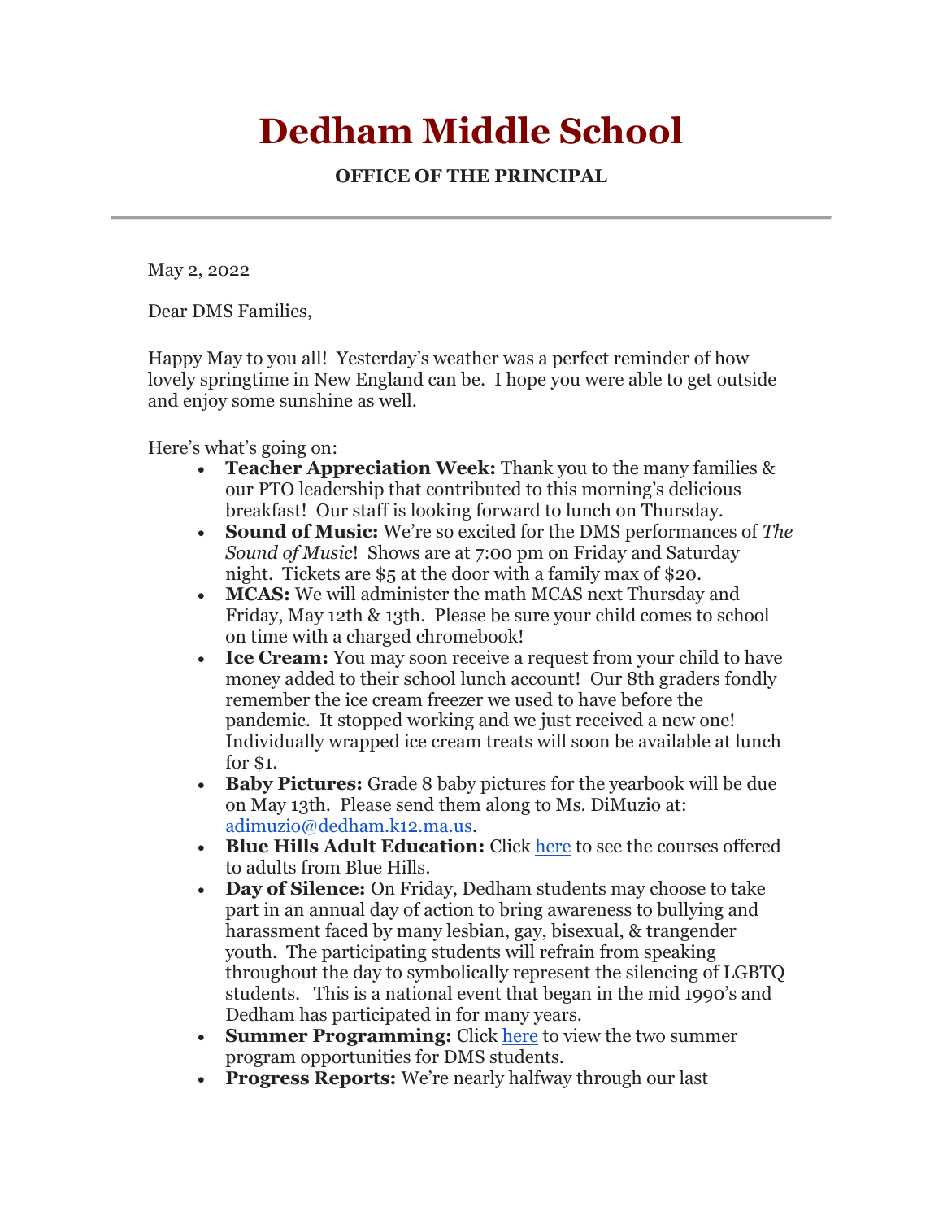# Dedham Middle School

**OFFICE OF THE PRINCIPAL**

---

May 2, 2022

Dear DMS Families,

Happy May to you all! Yesterday's weather was a perfect reminder of how lovely springtime in New England can be. I hope you were able to get outside and enjoy some sunshine as well.

Here's what's going on:

- **Teacher Appreciation Week:** Thank you to the many families & our PTO leadership that contributed to this morning's delicious breakfast! Our staff is looking forward to lunch on Thursday.
- **Sound of Music:** We're so excited for the DMS performances of *The Sound of Music*! Shows are at 7:00 pm on Friday and Saturday night. Tickets are $5 at the door with a family max of $20.
- **MCAS:** We will administer the math MCAS next Thursday and Friday, May 12th & 13th. Please be sure your child comes to school on time with a charged chromebook!
- **Ice Cream:** You may soon receive a request from your child to have money added to their school lunch account! Our 8th graders fondly remember the ice cream freezer we used to have before the pandemic. It stopped working and we just received a new one! Individually wrapped ice cream treats will soon be available at lunch for $1.
- **Baby Pictures:** Grade 8 baby pictures for the yearbook will be due on May 13th. Please send them along to Ms. DiMuzio at: adimuzio@dedham.k12.ma.us.
- **Blue Hills Adult Education:** Click here to see the courses offered to adults from Blue Hills.
- **Day of Silence:** On Friday, Dedham students may choose to take part in an annual day of action to bring awareness to bullying and harassment faced by many lesbian, gay, bisexual, & trangender youth. The participating students will refrain from speaking throughout the day to symbolically represent the silencing of LGBTQ students. This is a national event that began in the mid 1990's and Dedham has participated in for many years.
- **Summer Programming:** Click here to view the two summer program opportunities for DMS students.
- **Progress Reports:** We're nearly halfway through our last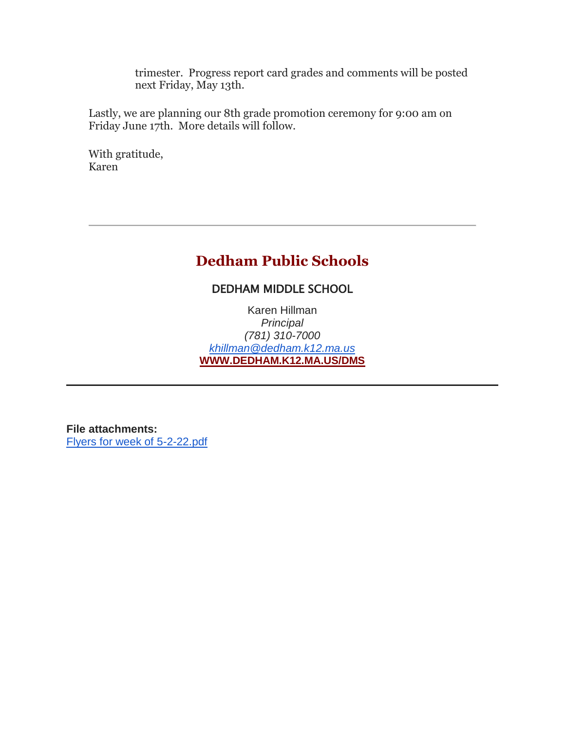trimester. Progress report card grades and comments will be posted next Friday, May 13th.

Lastly, we are planning our 8th grade promotion ceremony for 9:00 am on Friday June 17th. More details will follow.

With gratitude,
Karen

---

## Dedham Public Schools

### DEDHAM MIDDLE SCHOOL

Karen Hillman
*Principal*
*(781) 310-7000*
*khillman@dedham.k12.ma.us*
**WWW.DEDHAM.K12.MA.US/DMS**

---

**File attachments:**
Flyers for week of 5-2-22.pdf